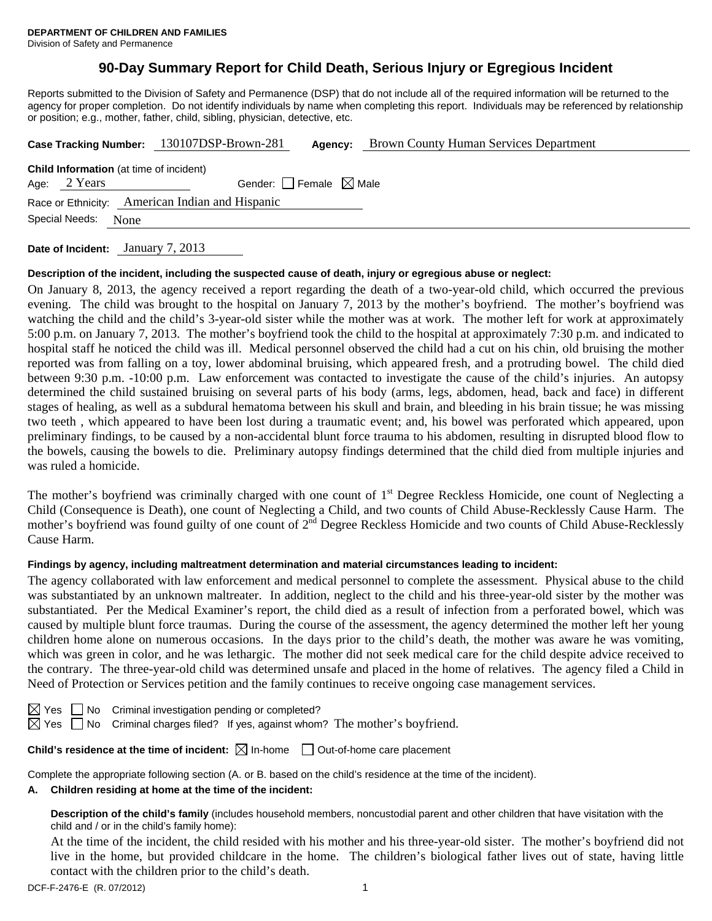**DEPARTMENT OF CHILDREN AND FAMILIES**
Division of Safety and Permanence

# 90-Day Summary Report for Child Death, Serious Injury or Egregious Incident

Reports submitted to the Division of Safety and Permanence (DSP) that do not include all of the required information will be returned to the agency for proper completion. Do not identify individuals by name when completing this report. Individuals may be referenced by relationship or position; e.g., mother, father, child, sibling, physician, detective, etc.

**Case Tracking Number:** 130107DSP-Brown-281 **Agency:** Brown County Human Services Department

**Child Information** (at time of incident)

Age: 2 Years Gender: ☐ Female ☒ Male

Race or Ethnicity: American Indian and Hispanic

Special Needs: None

**Date of Incident:** January 7, 2013

**Description of the incident, including the suspected cause of death, injury or egregious abuse or neglect:**

On January 8, 2013, the agency received a report regarding the death of a two-year-old child, which occurred the previous evening. The child was brought to the hospital on January 7, 2013 by the mother's boyfriend. The mother's boyfriend was watching the child and the child's 3-year-old sister while the mother was at work. The mother left for work at approximately 5:00 p.m. on January 7, 2013. The mother's boyfriend took the child to the hospital at approximately 7:30 p.m. and indicated to hospital staff he noticed the child was ill. Medical personnel observed the child had a cut on his chin, old bruising the mother reported was from falling on a toy, lower abdominal bruising, which appeared fresh, and a protruding bowel. The child died between 9:30 p.m. -10:00 p.m. Law enforcement was contacted to investigate the cause of the child's injuries. An autopsy determined the child sustained bruising on several parts of his body (arms, legs, abdomen, head, back and face) in different stages of healing, as well as a subdural hematoma between his skull and brain, and bleeding in his brain tissue; he was missing two teeth , which appeared to have been lost during a traumatic event; and, his bowel was perforated which appeared, upon preliminary findings, to be caused by a non-accidental blunt force trauma to his abdomen, resulting in disrupted blood flow to the bowels, causing the bowels to die. Preliminary autopsy findings determined that the child died from multiple injuries and was ruled a homicide.

The mother's boyfriend was criminally charged with one count of 1st Degree Reckless Homicide, one count of Neglecting a Child (Consequence is Death), one count of Neglecting a Child, and two counts of Child Abuse-Recklessly Cause Harm. The mother's boyfriend was found guilty of one count of 2nd Degree Reckless Homicide and two counts of Child Abuse-Recklessly Cause Harm.

**Findings by agency, including maltreatment determination and material circumstances leading to incident:**

The agency collaborated with law enforcement and medical personnel to complete the assessment. Physical abuse to the child was substantiated by an unknown maltreater. In addition, neglect to the child and his three-year-old sister by the mother was substantiated. Per the Medical Examiner's report, the child died as a result of infection from a perforated bowel, which was caused by multiple blunt force traumas. During the course of the assessment, the agency determined the mother left her young children home alone on numerous occasions. In the days prior to the child's death, the mother was aware he was vomiting, which was green in color, and he was lethargic. The mother did not seek medical care for the child despite advice received to the contrary. The three-year-old child was determined unsafe and placed in the home of relatives. The agency filed a Child in Need of Protection or Services petition and the family continues to receive ongoing case management services.

☒ Yes ☐ No Criminal investigation pending or completed?

☒ Yes ☐ No Criminal charges filed? If yes, against whom? The mother's boyfriend.

**Child's residence at the time of incident:** ☒ In-home ☐ Out-of-home care placement

Complete the appropriate following section (A. or B. based on the child's residence at the time of the incident).

**A. Children residing at home at the time of the incident:**

**Description of the child's family** (includes household members, noncustodial parent and other children that have visitation with the child and / or in the child's family home):

At the time of the incident, the child resided with his mother and his three-year-old sister. The mother's boyfriend did not live in the home, but provided childcare in the home. The children's biological father lives out of state, having little contact with the children prior to the child's death.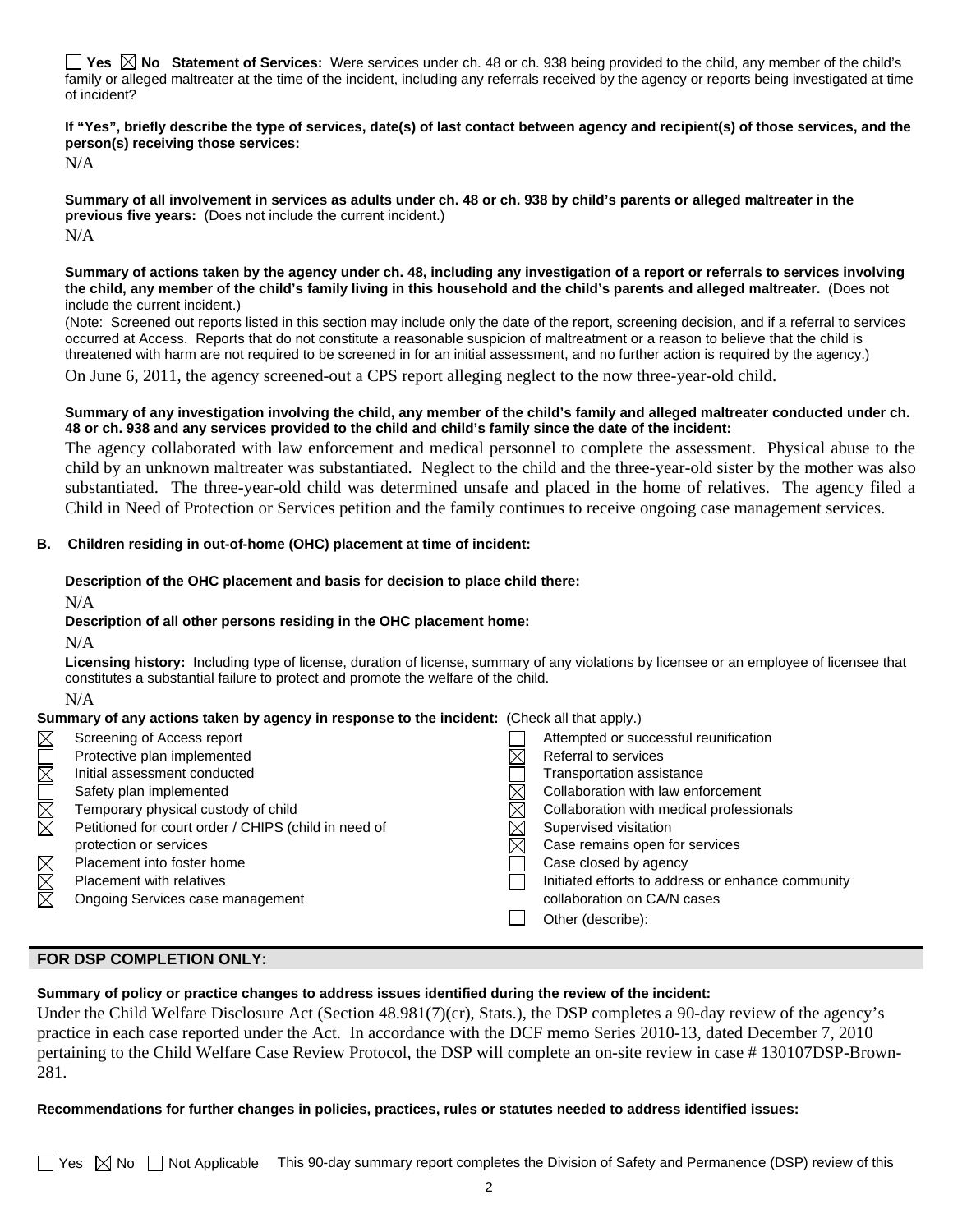☐ Yes ☒ No **Statement of Services:** Were services under ch. 48 or ch. 938 being provided to the child, any member of the child's family or alleged maltreater at the time of the incident, including any referrals received by the agency or reports being investigated at time of incident?

**If "Yes", briefly describe the type of services, date(s) of last contact between agency and recipient(s) of those services, and the person(s) receiving those services:**

N/A

**Summary of all involvement in services as adults under ch. 48 or ch. 938 by child's parents or alleged maltreater in the previous five years:** (Does not include the current incident.)

N/A

**Summary of actions taken by the agency under ch. 48, including any investigation of a report or referrals to services involving the child, any member of the child's family living in this household and the child's parents and alleged maltreater.** (Does not include the current incident.)

(Note: Screened out reports listed in this section may include only the date of the report, screening decision, and if a referral to services occurred at Access. Reports that do not constitute a reasonable suspicion of maltreatment or a reason to believe that the child is threatened with harm are not required to be screened in for an initial assessment, and no further action is required by the agency.)

On June 6, 2011, the agency screened-out a CPS report alleging neglect to the now three-year-old child.

**Summary of any investigation involving the child, any member of the child's family and alleged maltreater conducted under ch. 48 or ch. 938 and any services provided to the child and child's family since the date of the incident:**

The agency collaborated with law enforcement and medical personnel to complete the assessment. Physical abuse to the child by an unknown maltreater was substantiated. Neglect to the child and the three-year-old sister by the mother was also substantiated. The three-year-old child was determined unsafe and placed in the home of relatives. The agency filed a Child in Need of Protection or Services petition and the family continues to receive ongoing case management services.

## B. Children residing in out-of-home (OHC) placement at time of incident:

**Description of the OHC placement and basis for decision to place child there:**

N/A

**Description of all other persons residing in the OHC placement home:**

N/A

**Licensing history:** Including type of license, duration of license, summary of any violations by licensee or an employee of licensee that constitutes a substantial failure to protect and promote the welfare of the child.

N/A

**Summary of any actions taken by agency in response to the incident:** (Check all that apply.)

- ☒ Screening of Access report
- ☐ Protective plan implemented
- ☒ Initial assessment conducted
- ☐ Safety plan implemented
- ☒ Temporary physical custody of child
- ☒ Petitioned for court order / CHIPS (child in need of protection or services
- ☒ Placement into foster home
- ☒ Placement with relatives
- ☒ Ongoing Services case management
- ☐ Attempted or successful reunification
- ☒ Referral to services
- ☐ Transportation assistance
- ☒ Collaboration with law enforcement
- ☒ Collaboration with medical professionals
- ☒ Supervised visitation
- ☒ Case remains open for services
- ☐ Case closed by agency
- ☐ Initiated efforts to address or enhance community collaboration on CA/N cases
- ☐ Other (describe):

## FOR DSP COMPLETION ONLY:

**Summary of policy or practice changes to address issues identified during the review of the incident:**

Under the Child Welfare Disclosure Act (Section 48.981(7)(cr), Stats.), the DSP completes a 90-day review of the agency's practice in each case reported under the Act. In accordance with the DCF memo Series 2010-13, dated December 7, 2010 pertaining to the Child Welfare Case Review Protocol, the DSP will complete an on-site review in case # 130107DSP-Brown-281.

**Recommendations for further changes in policies, practices, rules or statutes needed to address identified issues:**

☐ Yes ☒ No ☐ Not Applicable This 90-day summary report completes the Division of Safety and Permanence (DSP) review of this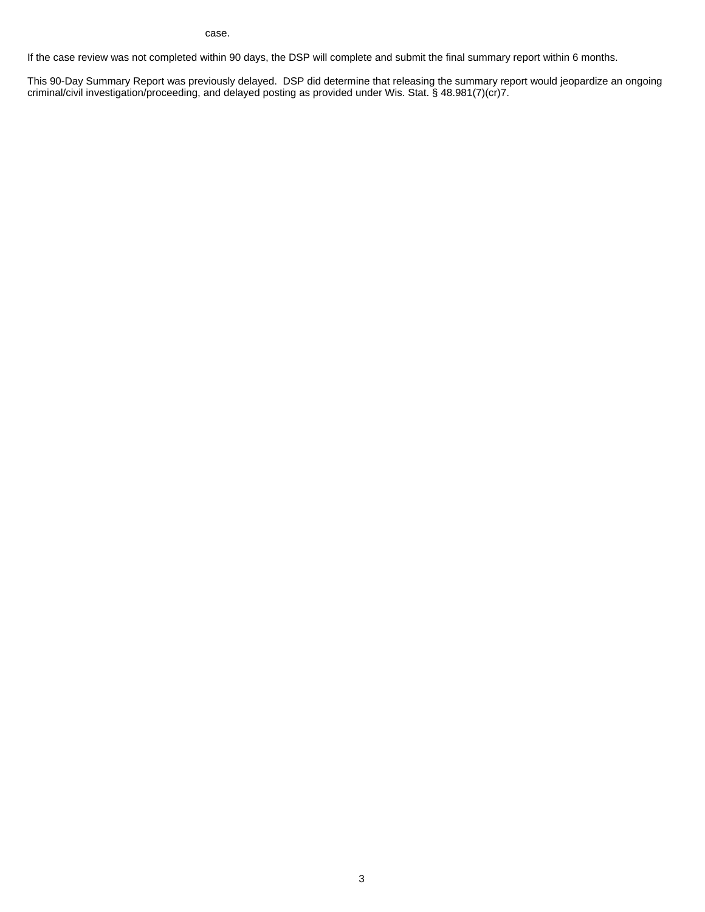case.

If the case review was not completed within 90 days, the DSP will complete and submit the final summary report within 6 months.

This 90-Day Summary Report was previously delayed. DSP did determine that releasing the summary report would jeopardize an ongoing criminal/civil investigation/proceeding, and delayed posting as provided under Wis. Stat. § 48.981(7)(cr)7.